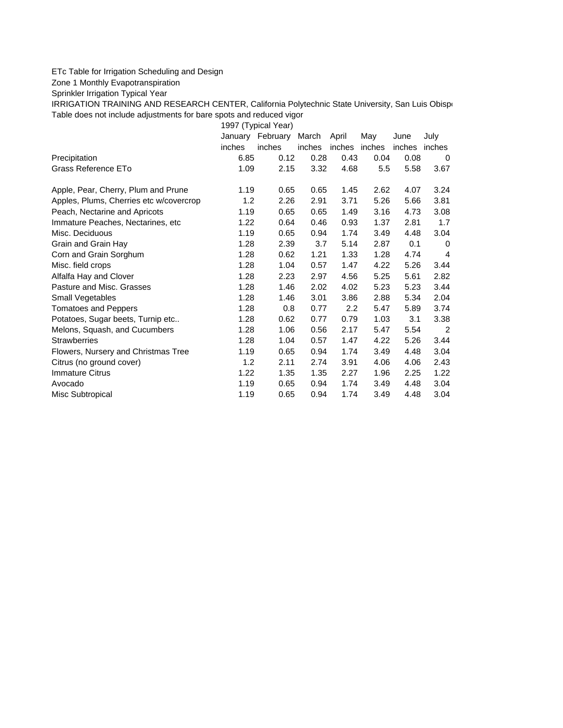ETc Table for Irrigation Scheduling and Design

Zone 1 Monthly Evapotranspiration

Sprinkler Irrigation Typical Year

IRRIGATION TRAINING AND RESEARCH CENTER, California Polytechnic State University, San Luis Obispo

Table does not include adjustments for bare spots and reduced vigor

| | 1997 (Typical Year) | | | | | | |
|---|---|---|---|---|---|---|---|
| | January | February | March | April | May | June | July |
| | inches | inches | inches | inches | inches | inches | inches |
| Precipitation | 6.85 | 0.12 | 0.28 | 0.43 | 0.04 | 0.08 | 0 |
| Grass Reference ETo | 1.09 | 2.15 | 3.32 | 4.68 | 5.5 | 5.58 | 3.67 |
| | | | | | | | |
| Apple, Pear, Cherry, Plum and Prune | 1.19 | 0.65 | 0.65 | 1.45 | 2.62 | 4.07 | 3.24 |
| Apples, Plums, Cherries etc w/covercrop | 1.2 | 2.26 | 2.91 | 3.71 | 5.26 | 5.66 | 3.81 |
| Peach, Nectarine and Apricots | 1.19 | 0.65 | 0.65 | 1.49 | 3.16 | 4.73 | 3.08 |
| Immature Peaches, Nectarines, etc | 1.22 | 0.64 | 0.46 | 0.93 | 1.37 | 2.81 | 1.7 |
| Misc. Deciduous | 1.19 | 0.65 | 0.94 | 1.74 | 3.49 | 4.48 | 3.04 |
| Grain and Grain Hay | 1.28 | 2.39 | 3.7 | 5.14 | 2.87 | 0.1 | 0 |
| Corn and Grain Sorghum | 1.28 | 0.62 | 1.21 | 1.33 | 1.28 | 4.74 | 4 |
| Misc. field crops | 1.28 | 1.04 | 0.57 | 1.47 | 4.22 | 5.26 | 3.44 |
| Alfalfa Hay and Clover | 1.28 | 2.23 | 2.97 | 4.56 | 5.25 | 5.61 | 2.82 |
| Pasture and Misc. Grasses | 1.28 | 1.46 | 2.02 | 4.02 | 5.23 | 5.23 | 3.44 |
| Small Vegetables | 1.28 | 1.46 | 3.01 | 3.86 | 2.88 | 5.34 | 2.04 |
| Tomatoes and Peppers | 1.28 | 0.8 | 0.77 | 2.2 | 5.47 | 5.89 | 3.74 |
| Potatoes, Sugar beets, Turnip etc.. | 1.28 | 0.62 | 0.77 | 0.79 | 1.03 | 3.1 | 3.38 |
| Melons, Squash, and Cucumbers | 1.28 | 1.06 | 0.56 | 2.17 | 5.47 | 5.54 | 2 |
| Strawberries | 1.28 | 1.04 | 0.57 | 1.47 | 4.22 | 5.26 | 3.44 |
| Flowers, Nursery and Christmas Tree | 1.19 | 0.65 | 0.94 | 1.74 | 3.49 | 4.48 | 3.04 |
| Citrus (no ground cover) | 1.2 | 2.11 | 2.74 | 3.91 | 4.06 | 4.06 | 2.43 |
| Immature Citrus | 1.22 | 1.35 | 1.35 | 2.27 | 1.96 | 2.25 | 1.22 |
| Avocado | 1.19 | 0.65 | 0.94 | 1.74 | 3.49 | 4.48 | 3.04 |
| Misc Subtropical | 1.19 | 0.65 | 0.94 | 1.74 | 3.49 | 4.48 | 3.04 |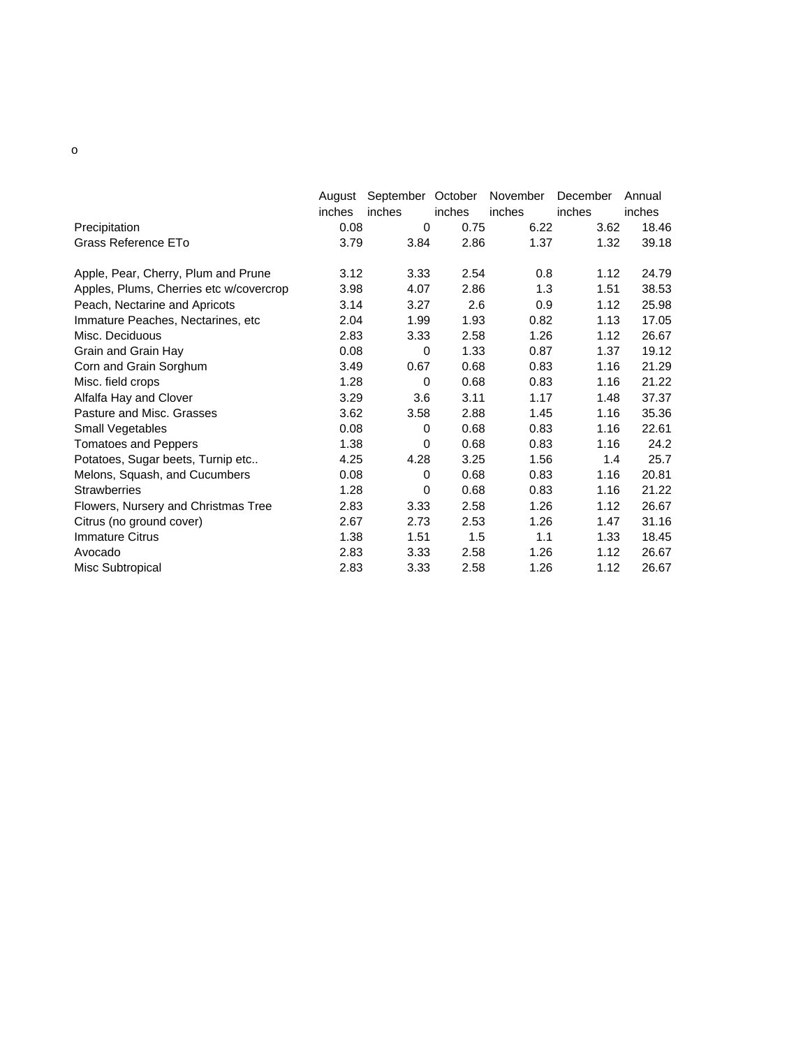o

| | August inches | September inches | October inches | November inches | December inches | Annual inches |
|---|---|---|---|---|---|---|
| Precipitation | 0.08 | 0 | 0.75 | 6.22 | 3.62 | 18.46 |
| Grass Reference ETo | 3.79 | 3.84 | 2.86 | 1.37 | 1.32 | 39.18 |
| | | | | | | |
| Apple, Pear, Cherry, Plum and Prune | 3.12 | 3.33 | 2.54 | 0.8 | 1.12 | 24.79 |
| Apples, Plums, Cherries etc w/covercrop | 3.98 | 4.07 | 2.86 | 1.3 | 1.51 | 38.53 |
| Peach, Nectarine and Apricots | 3.14 | 3.27 | 2.6 | 0.9 | 1.12 | 25.98 |
| Immature Peaches, Nectarines, etc | 2.04 | 1.99 | 1.93 | 0.82 | 1.13 | 17.05 |
| Misc. Deciduous | 2.83 | 3.33 | 2.58 | 1.26 | 1.12 | 26.67 |
| Grain and Grain Hay | 0.08 | 0 | 1.33 | 0.87 | 1.37 | 19.12 |
| Corn and Grain Sorghum | 3.49 | 0.67 | 0.68 | 0.83 | 1.16 | 21.29 |
| Misc. field crops | 1.28 | 0 | 0.68 | 0.83 | 1.16 | 21.22 |
| Alfalfa Hay and Clover | 3.29 | 3.6 | 3.11 | 1.17 | 1.48 | 37.37 |
| Pasture and Misc. Grasses | 3.62 | 3.58 | 2.88 | 1.45 | 1.16 | 35.36 |
| Small Vegetables | 0.08 | 0 | 0.68 | 0.83 | 1.16 | 22.61 |
| Tomatoes and Peppers | 1.38 | 0 | 0.68 | 0.83 | 1.16 | 24.2 |
| Potatoes, Sugar beets, Turnip etc.. | 4.25 | 4.28 | 3.25 | 1.56 | 1.4 | 25.7 |
| Melons, Squash, and Cucumbers | 0.08 | 0 | 0.68 | 0.83 | 1.16 | 20.81 |
| Strawberries | 1.28 | 0 | 0.68 | 0.83 | 1.16 | 21.22 |
| Flowers, Nursery and Christmas Tree | 2.83 | 3.33 | 2.58 | 1.26 | 1.12 | 26.67 |
| Citrus (no ground cover) | 2.67 | 2.73 | 2.53 | 1.26 | 1.47 | 31.16 |
| Immature Citrus | 1.38 | 1.51 | 1.5 | 1.1 | 1.33 | 18.45 |
| Avocado | 2.83 | 3.33 | 2.58 | 1.26 | 1.12 | 26.67 |
| Misc Subtropical | 2.83 | 3.33 | 2.58 | 1.26 | 1.12 | 26.67 |